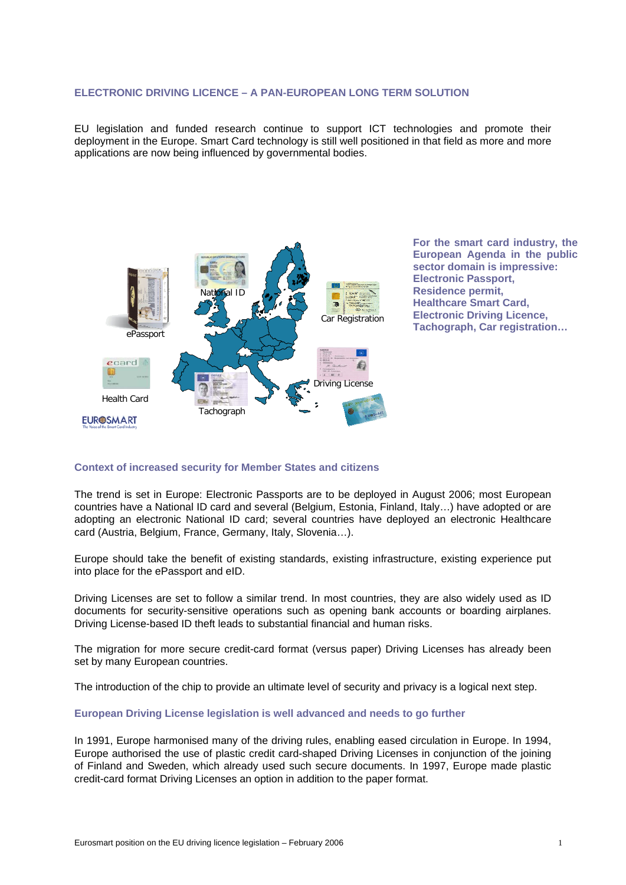## ELECTRONIC DRIVING LICENCE – A PAN-EUROPEAN LONG TERM SOLUTION

EU legislation and funded research continue to support ICT technologies and promote their deployment in the Europe. Smart Card technology is still well positioned in that field as more and more applications are now being influenced by governmental bodies.

**For the smart card industry, the European Agenda in the public sector domain is impressive: Electronic Passport, Residence permit, Healthcare Smart Card, Electronic Driving Licence, Tachograph, Car registration…**

### Context of increased security for Member States and citizens

The trend is set in Europe: Electronic Passports are to be deployed in August 2006; most European countries have a National ID card and several (Belgium, Estonia, Finland, Italy…) have adopted or are adopting an electronic National ID card; several countries have deployed an electronic Healthcare card (Austria, Belgium, France, Germany, Italy, Slovenia…).

Europe should take the benefit of existing standards, existing infrastructure, existing experience put into place for the ePassport and eID.

Driving Licenses are set to follow a similar trend. In most countries, they are also widely used as ID documents for security-sensitive operations such as opening bank accounts or boarding airplanes. Driving License-based ID theft leads to substantial financial and human risks.

The migration for more secure credit-card format (versus paper) Driving Licenses has already been set by many European countries.

The introduction of the chip to provide an ultimate level of security and privacy is a logical next step.

### European Driving License legislation is well advanced and needs to go further

In 1991, Europe harmonised many of the driving rules, enabling eased circulation in Europe. In 1994, Europe authorised the use of plastic credit card-shaped Driving Licenses in conjunction of the joining of Finland and Sweden, which already used such secure documents. In 1997, Europe made plastic credit-card format Driving Licenses an option in addition to the paper format.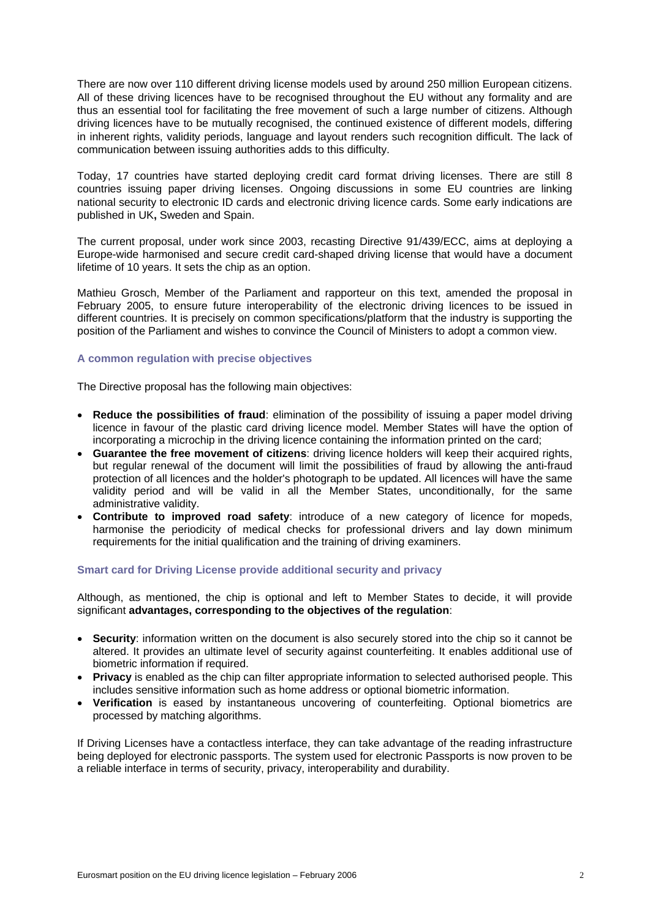There are now over 110 different driving license models used by around 250 million European citizens. All of these driving licences have to be recognised throughout the EU without any formality and are thus an essential tool for facilitating the free movement of such a large number of citizens. Although driving licences have to be mutually recognised, the continued existence of different models, differing in inherent rights, validity periods, language and layout renders such recognition difficult. The lack of communication between issuing authorities adds to this difficulty.

Today, 17 countries have started deploying credit card format driving licenses. There are still 8 countries issuing paper driving licenses. Ongoing discussions in some EU countries are linking national security to electronic ID cards and electronic driving licence cards. Some early indications are published in UK**,** Sweden and Spain.

The current proposal, under work since 2003, recasting Directive 91/439/ECC, aims at deploying a Europe-wide harmonised and secure credit card-shaped driving license that would have a document lifetime of 10 years. It sets the chip as an option.

Mathieu Grosch, Member of the Parliament and rapporteur on this text, amended the proposal in February 2005, to ensure future interoperability of the electronic driving licences to be issued in different countries. It is precisely on common specifications/platform that the industry is supporting the position of the Parliament and wishes to convince the Council of Ministers to adopt a common view.

### A common regulation with precise objectives

The Directive proposal has the following main objectives:

- **Reduce the possibilities of fraud**: elimination of the possibility of issuing a paper model driving licence in favour of the plastic card driving licence model. Member States will have the option of incorporating a microchip in the driving licence containing the information printed on the card;
- **Guarantee the free movement of citizens**: driving licence holders will keep their acquired rights, but regular renewal of the document will limit the possibilities of fraud by allowing the anti-fraud protection of all licences and the holder's photograph to be updated. All licences will have the same validity period and will be valid in all the Member States, unconditionally, for the same administrative validity.
- **Contribute to improved road safety**: introduce of a new category of licence for mopeds, harmonise the periodicity of medical checks for professional drivers and lay down minimum requirements for the initial qualification and the training of driving examiners.

### Smart card for Driving License provide additional security and privacy

Although, as mentioned, the chip is optional and left to Member States to decide, it will provide significant **advantages, corresponding to the objectives of the regulation**:

- **Security**: information written on the document is also securely stored into the chip so it cannot be altered. It provides an ultimate level of security against counterfeiting. It enables additional use of biometric information if required.
- **Privacy** is enabled as the chip can filter appropriate information to selected authorised people. This includes sensitive information such as home address or optional biometric information.
- **Verification** is eased by instantaneous uncovering of counterfeiting. Optional biometrics are processed by matching algorithms.

If Driving Licenses have a contactless interface, they can take advantage of the reading infrastructure being deployed for electronic passports. The system used for electronic Passports is now proven to be a reliable interface in terms of security, privacy, interoperability and durability.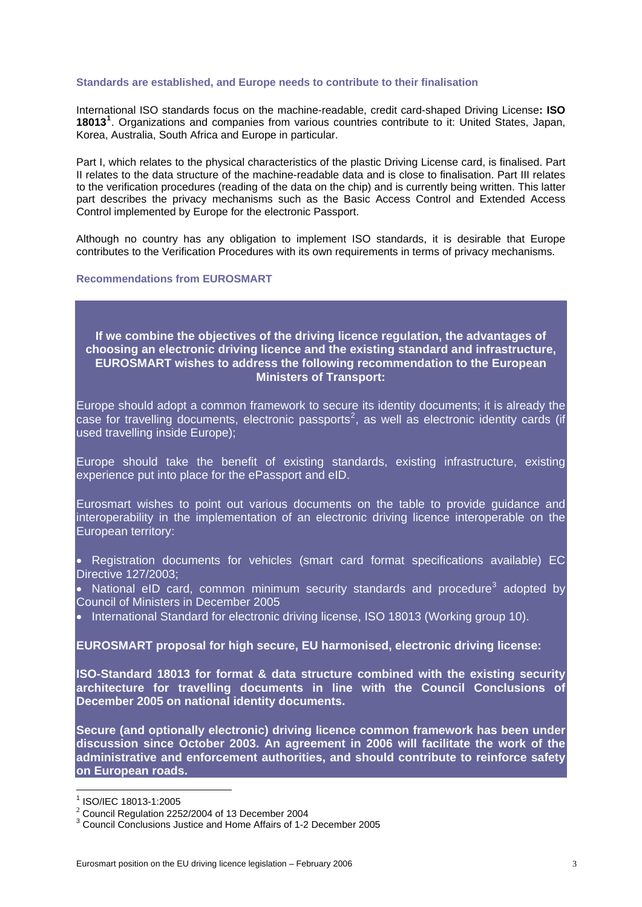### Standards are established, and Europe needs to contribute to their finalisation

International ISO standards focus on the machine-readable, credit card-shaped Driving License**: ISO 18013**[1]. Organizations and companies from various countries contribute to it: United States, Japan, Korea, Australia, South Africa and Europe in particular.

Part I, which relates to the physical characteristics of the plastic Driving License card, is finalised. Part II relates to the data structure of the machine-readable data and is close to finalisation. Part III relates to the verification procedures (reading of the data on the chip) and is currently being written. This latter part describes the privacy mechanisms such as the Basic Access Control and Extended Access Control implemented by Europe for the electronic Passport.

Although no country has any obligation to implement ISO standards, it is desirable that Europe contributes to the Verification Procedures with its own requirements in terms of privacy mechanisms.

### Recommendations from EUROSMART

**If we combine the objectives of the driving licence regulation, the advantages of choosing an electronic driving licence and the existing standard and infrastructure, EUROSMART wishes to address the following recommendation to the European Ministers of Transport:**

Europe should adopt a common framework to secure its identity documents; it is already the case for travelling documents, electronic passports[2], as well as electronic identity cards (if used travelling inside Europe);

Europe should take the benefit of existing standards, existing infrastructure, existing experience put into place for the ePassport and eID.

Eurosmart wishes to point out various documents on the table to provide guidance and interoperability in the implementation of an electronic driving licence interoperable on the European territory:

- Registration documents for vehicles (smart card format specifications available) EC Directive 127/2003;
- National eID card, common minimum security standards and procedure[3] adopted by Council of Ministers in December 2005
- International Standard for electronic driving license, ISO 18013 (Working group 10).

**EUROSMART proposal for high secure, EU harmonised, electronic driving license:**

**ISO-Standard 18013 for format & data structure combined with the existing security architecture for travelling documents in line with the Council Conclusions of December 2005 on national identity documents.**

**Secure (and optionally electronic) driving licence common framework has been under discussion since October 2003. An agreement in 2006 will facilitate the work of the administrative and enforcement authorities, and should contribute to reinforce safety on European roads.**

---

[1] ISO/IEC 18013-1:2005

[2] Council Regulation 2252/2004 of 13 December 2004

[3] Council Conclusions Justice and Home Affairs of 1-2 December 2005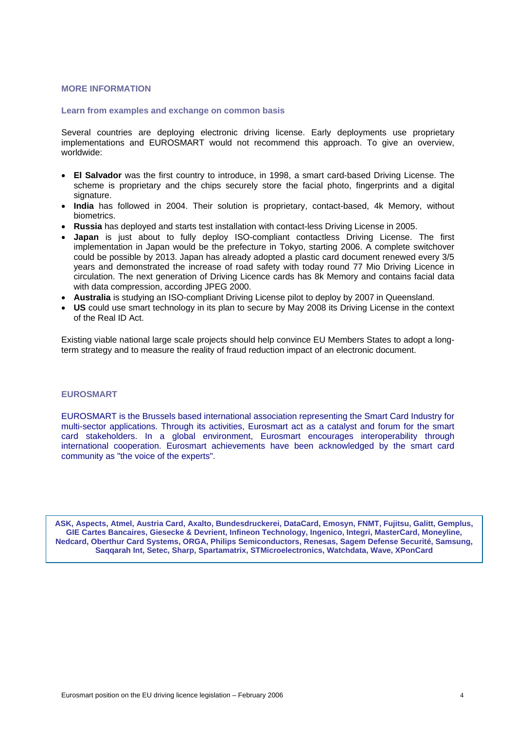## MORE INFORMATION

### Learn from examples and exchange on common basis

Several countries are deploying electronic driving license. Early deployments use proprietary implementations and EUROSMART would not recommend this approach. To give an overview, worldwide:

- **El Salvador** was the first country to introduce, in 1998, a smart card-based Driving License. The scheme is proprietary and the chips securely store the facial photo, fingerprints and a digital signature.
- **India** has followed in 2004. Their solution is proprietary, contact-based, 4k Memory, without biometrics.
- **Russia** has deployed and starts test installation with contact-less Driving License in 2005.
- **Japan** is just about to fully deploy ISO-compliant contactless Driving License. The first implementation in Japan would be the prefecture in Tokyo, starting 2006. A complete switchover could be possible by 2013. Japan has already adopted a plastic card document renewed every 3/5 years and demonstrated the increase of road safety with today round 77 Mio Driving Licence in circulation. The next generation of Driving Licence cards has 8k Memory and contains facial data with data compression, according JPEG 2000.
- **Australia** is studying an ISO-compliant Driving License pilot to deploy by 2007 in Queensland.
- **US** could use smart technology in its plan to secure by May 2008 its Driving License in the context of the Real ID Act.

Existing viable national large scale projects should help convince EU Members States to adopt a long-term strategy and to measure the reality of fraud reduction impact of an electronic document.

## EUROSMART

EUROSMART is the Brussels based international association representing the Smart Card Industry for multi-sector applications. Through its activities, Eurosmart act as a catalyst and forum for the smart card stakeholders. In a global environment, Eurosmart encourages interoperability through international cooperation. Eurosmart achievements have been acknowledged by the smart card community as "the voice of the experts".

**ASK, Aspects, Atmel, Austria Card, Axalto, Bundesdruckerei, DataCard, Emosyn, FNMT, Fujitsu, Galitt, Gemplus, GIE Cartes Bancaires, Giesecke & Devrient, Infineon Technology, Ingenico, Integri, MasterCard, Moneyline, Nedcard, Oberthur Card Systems, ORGA, Philips Semiconductors, Renesas, Sagem Defense Securité, Samsung, Saqqarah Int, Setec, Sharp, Spartamatrix, STMicroelectronics, Watchdata, Wave, XPonCard**